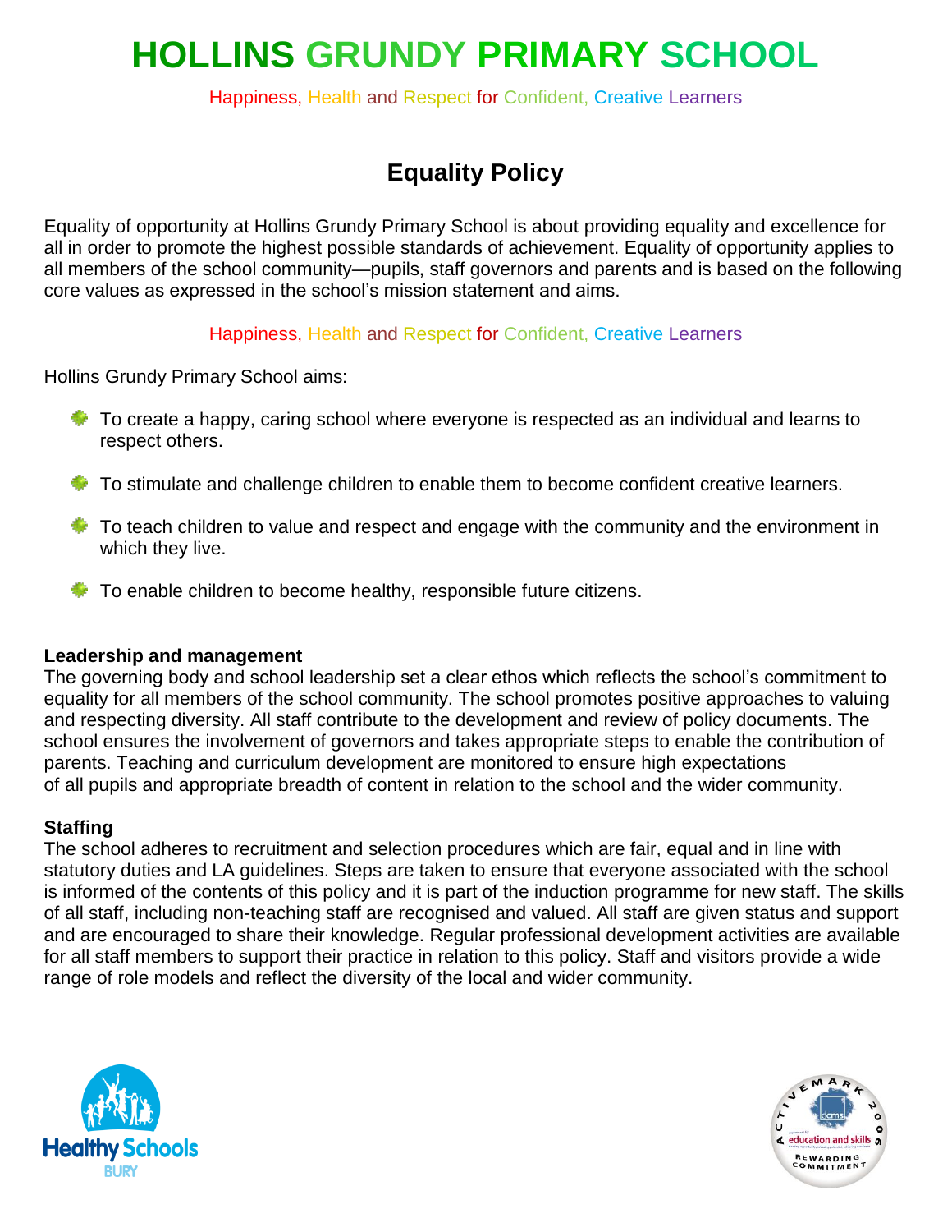# HOLLINS GRUNDY PRIMARY SCHOOL

Happiness, Health and Respect for Confident, Creative Learners

## Equality Policy

Equality of opportunity at Hollins Grundy Primary School is about providing equality and excellence for all in order to promote the highest possible standards of achievement. Equality of opportunity applies to all members of the school community—pupils, staff governors and parents and is based on the following core values as expressed in the school's mission statement and aims.

Happiness, Health and Respect for Confident, Creative Learners

Hollins Grundy Primary School aims:

- To create a happy, caring school where everyone is respected as an individual and learns to respect others.
- To stimulate and challenge children to enable them to become confident creative learners.
- To teach children to value and respect and engage with the community and the environment in which they live.
- To enable children to become healthy, responsible future citizens.

**Leadership and management**

The governing body and school leadership set a clear ethos which reflects the school's commitment to equality for all members of the school community. The school promotes positive approaches to valuing and respecting diversity. All staff contribute to the development and review of policy documents. The school ensures the involvement of governors and takes appropriate steps to enable the contribution of parents. Teaching and curriculum development are monitored to ensure high expectations of all pupils and appropriate breadth of content in relation to the school and the wider community.

**Staffing**

The school adheres to recruitment and selection procedures which are fair, equal and in line with statutory duties and LA guidelines. Steps are taken to ensure that everyone associated with the school is informed of the contents of this policy and it is part of the induction programme for new staff. The skills of all staff, including non-teaching staff are recognised and valued. All staff are given status and support and are encouraged to share their knowledge. Regular professional development activities are available for all staff members to support their practice in relation to this policy. Staff and visitors provide a wide range of role models and reflect the diversity of the local and wider community.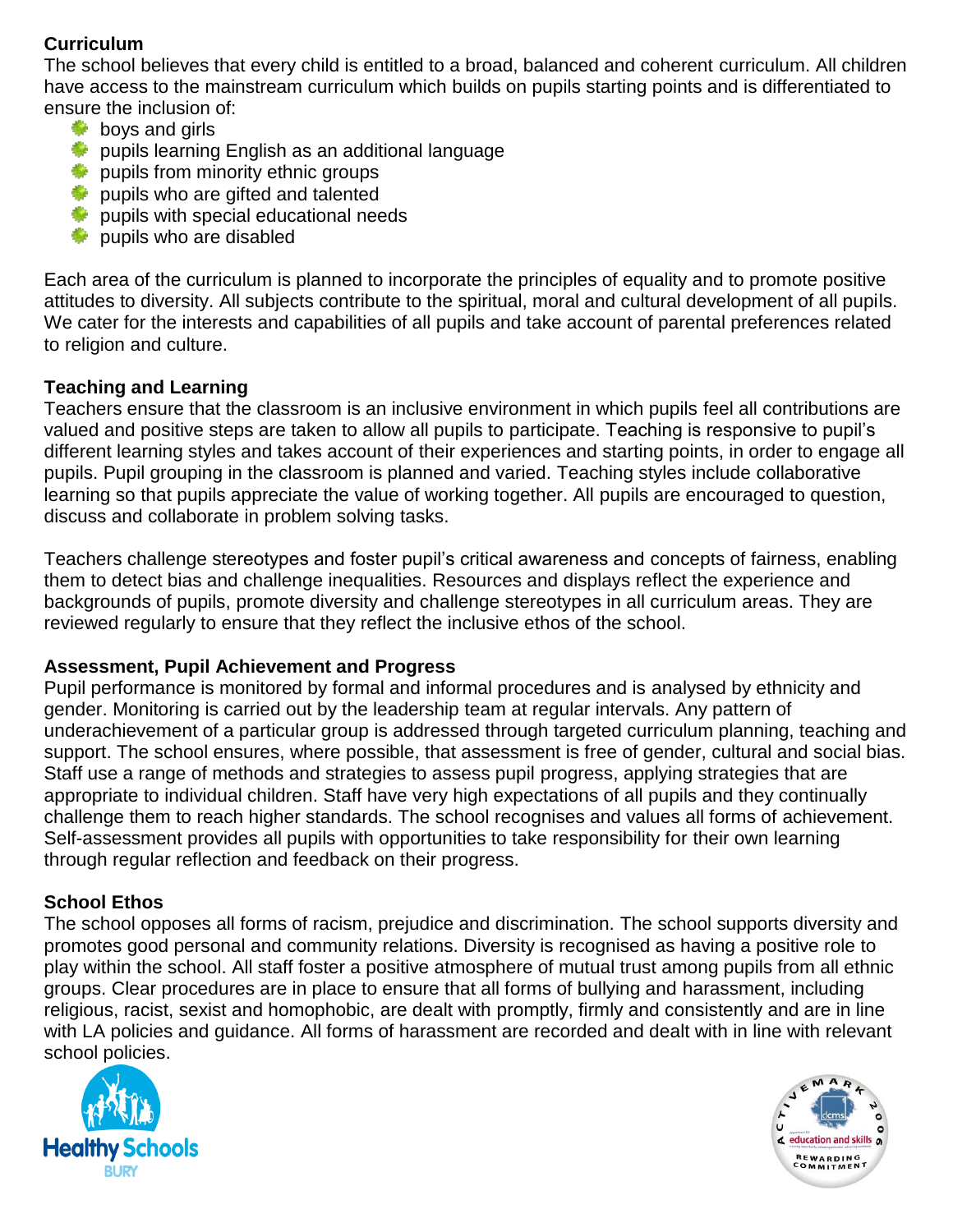## Curriculum

The school believes that every child is entitled to a broad, balanced and coherent curriculum. All children have access to the mainstream curriculum which builds on pupils starting points and is differentiated to ensure the inclusion of:

- boys and girls
- pupils learning English as an additional language
- pupils from minority ethnic groups
- pupils who are gifted and talented
- pupils with special educational needs
- pupils who are disabled

Each area of the curriculum is planned to incorporate the principles of equality and to promote positive attitudes to diversity. All subjects contribute to the spiritual, moral and cultural development of all pupils. We cater for the interests and capabilities of all pupils and take account of parental preferences related to religion and culture.

## Teaching and Learning

Teachers ensure that the classroom is an inclusive environment in which pupils feel all contributions are valued and positive steps are taken to allow all pupils to participate. Teaching is responsive to pupil's different learning styles and takes account of their experiences and starting points, in order to engage all pupils. Pupil grouping in the classroom is planned and varied. Teaching styles include collaborative learning so that pupils appreciate the value of working together. All pupils are encouraged to question, discuss and collaborate in problem solving tasks.

Teachers challenge stereotypes and foster pupil's critical awareness and concepts of fairness, enabling them to detect bias and challenge inequalities. Resources and displays reflect the experience and backgrounds of pupils, promote diversity and challenge stereotypes in all curriculum areas. They are reviewed regularly to ensure that they reflect the inclusive ethos of the school.

## Assessment, Pupil Achievement and Progress

Pupil performance is monitored by formal and informal procedures and is analysed by ethnicity and gender. Monitoring is carried out by the leadership team at regular intervals. Any pattern of underachievement of a particular group is addressed through targeted curriculum planning, teaching and support. The school ensures, where possible, that assessment is free of gender, cultural and social bias. Staff use a range of methods and strategies to assess pupil progress, applying strategies that are appropriate to individual children. Staff have very high expectations of all pupils and they continually challenge them to reach higher standards. The school recognises and values all forms of achievement. Self-assessment provides all pupils with opportunities to take responsibility for their own learning through regular reflection and feedback on their progress.

## School Ethos

The school opposes all forms of racism, prejudice and discrimination. The school supports diversity and promotes good personal and community relations. Diversity is recognised as having a positive role to play within the school. All staff foster a positive atmosphere of mutual trust among pupils from all ethnic groups. Clear procedures are in place to ensure that all forms of bullying and harassment, including religious, racist, sexist and homophobic, are dealt with promptly, firmly and consistently and are in line with LA policies and guidance. All forms of harassment are recorded and dealt with in line with relevant school policies.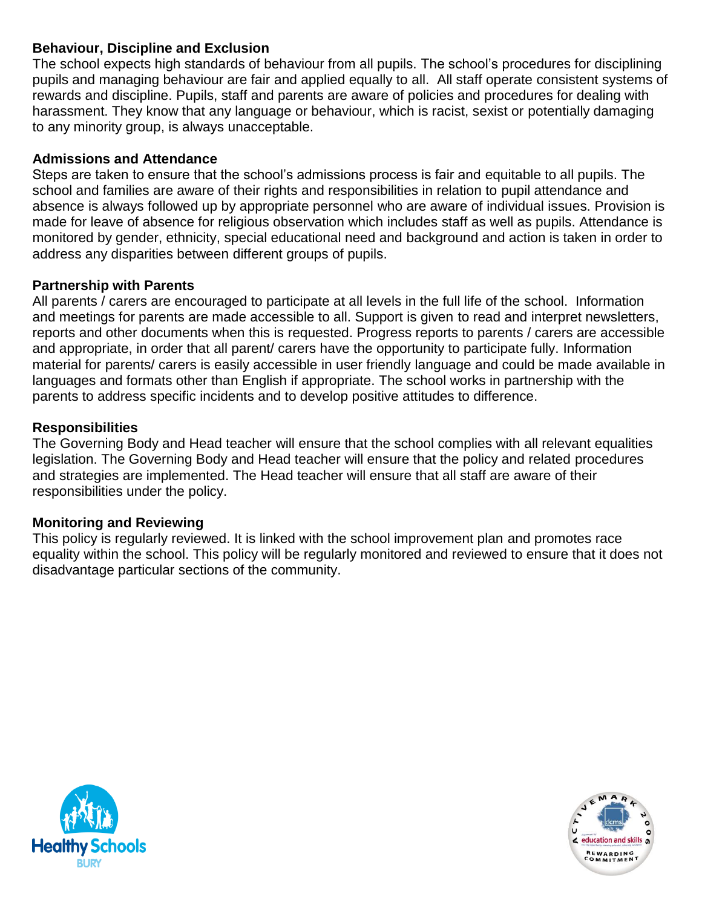**Behaviour, Discipline and Exclusion**

The school expects high standards of behaviour from all pupils. The school's procedures for disciplining pupils and managing behaviour are fair and applied equally to all. All staff operate consistent systems of rewards and discipline. Pupils, staff and parents are aware of policies and procedures for dealing with harassment. They know that any language or behaviour, which is racist, sexist or potentially damaging to any minority group, is always unacceptable.

**Admissions and Attendance**

Steps are taken to ensure that the school's admissions process is fair and equitable to all pupils. The school and families are aware of their rights and responsibilities in relation to pupil attendance and absence is always followed up by appropriate personnel who are aware of individual issues. Provision is made for leave of absence for religious observation which includes staff as well as pupils. Attendance is monitored by gender, ethnicity, special educational need and background and action is taken in order to address any disparities between different groups of pupils.

**Partnership with Parents**

All parents / carers are encouraged to participate at all levels in the full life of the school. Information and meetings for parents are made accessible to all. Support is given to read and interpret newsletters, reports and other documents when this is requested. Progress reports to parents / carers are accessible and appropriate, in order that all parent/ carers have the opportunity to participate fully. Information material for parents/ carers is easily accessible in user friendly language and could be made available in languages and formats other than English if appropriate. The school works in partnership with the parents to address specific incidents and to develop positive attitudes to difference.

**Responsibilities**

The Governing Body and Head teacher will ensure that the school complies with all relevant equalities legislation. The Governing Body and Head teacher will ensure that the policy and related procedures and strategies are implemented. The Head teacher will ensure that all staff are aware of their responsibilities under the policy.

**Monitoring and Reviewing**

This policy is regularly reviewed. It is linked with the school improvement plan and promotes race equality within the school. This policy will be regularly monitored and reviewed to ensure that it does not disadvantage particular sections of the community.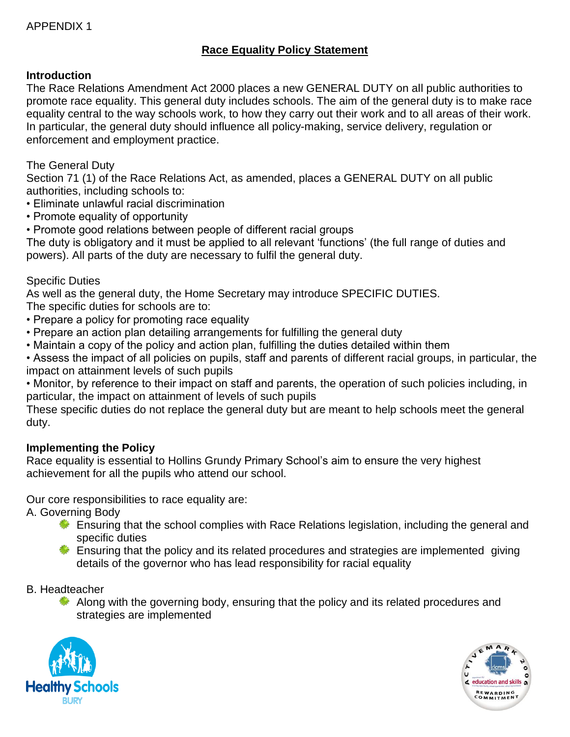APPENDIX 1

## Race Equality Policy Statement

### Introduction

The Race Relations Amendment Act 2000 places a new GENERAL DUTY on all public authorities to promote race equality. This general duty includes schools. The aim of the general duty is to make race equality central to the way schools work, to how they carry out their work and to all areas of their work. In particular, the general duty should influence all policy-making, service delivery, regulation or enforcement and employment practice.

The General Duty

Section 71 (1) of the Race Relations Act, as amended, places a GENERAL DUTY on all public authorities, including schools to:

- Eliminate unlawful racial discrimination
- Promote equality of opportunity
- Promote good relations between people of different racial groups

The duty is obligatory and it must be applied to all relevant 'functions' (the full range of duties and powers). All parts of the duty are necessary to fulfil the general duty.

Specific Duties

As well as the general duty, the Home Secretary may introduce SPECIFIC DUTIES.
The specific duties for schools are to:

- Prepare a policy for promoting race equality
- Prepare an action plan detailing arrangements for fulfilling the general duty
- Maintain a copy of the policy and action plan, fulfilling the duties detailed within them
- Assess the impact of all policies on pupils, staff and parents of different racial groups, in particular, the impact on attainment levels of such pupils
- Monitor, by reference to their impact on staff and parents, the operation of such policies including, in particular, the impact on attainment of levels of such pupils

These specific duties do not replace the general duty but are meant to help schools meet the general duty.

### Implementing the Policy

Race equality is essential to Hollins Grundy Primary School's aim to ensure the very highest achievement for all the pupils who attend our school.

Our core responsibilities to race equality are:

A. Governing Body

- Ensuring that the school complies with Race Relations legislation, including the general and specific duties
- Ensuring that the policy and its related procedures and strategies are implemented giving details of the governor who has lead responsibility for racial equality

B. Headteacher

- Along with the governing body, ensuring that the policy and its related procedures and strategies are implemented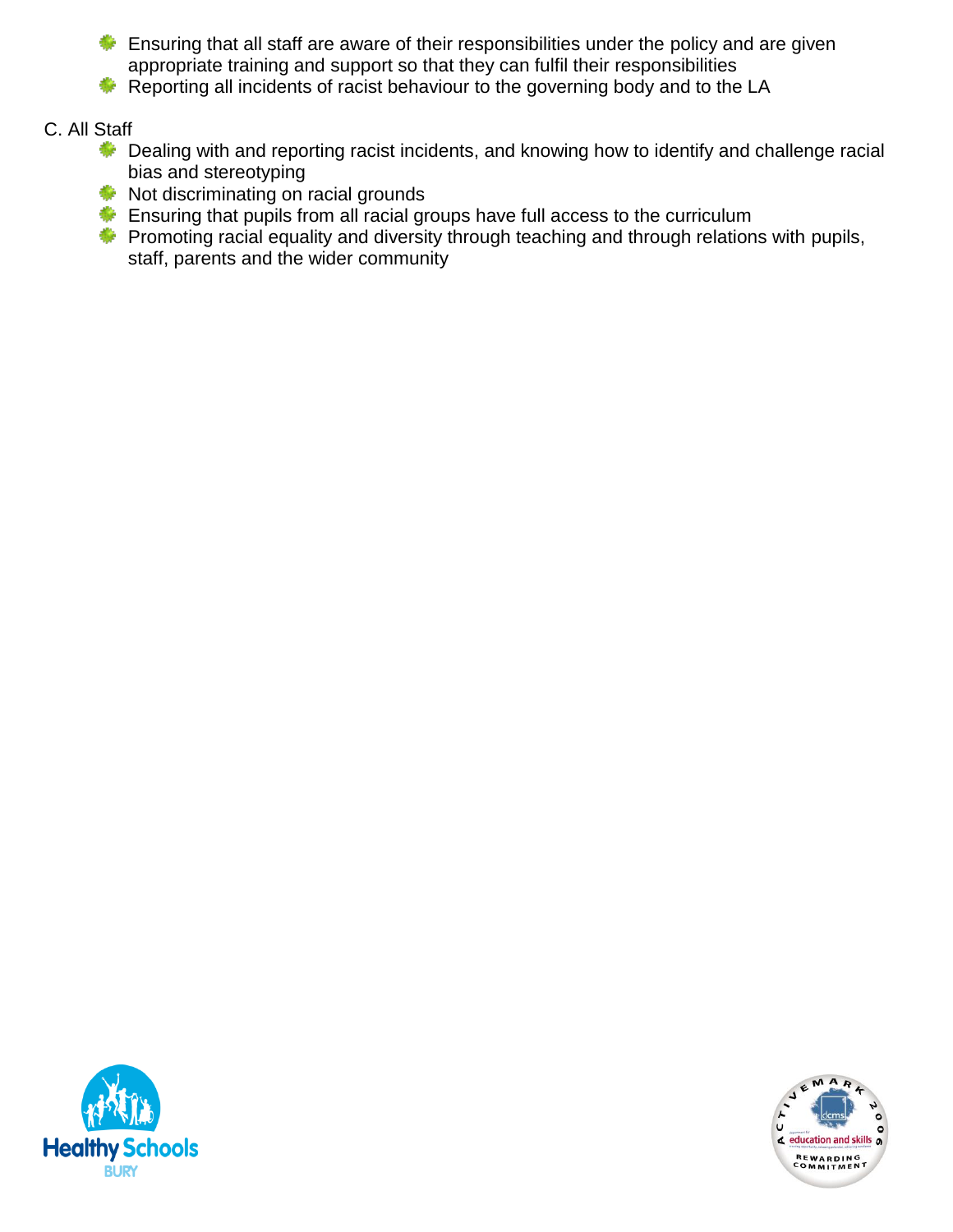- Ensuring that all staff are aware of their responsibilities under the policy and are given appropriate training and support so that they can fulfil their responsibilities
- Reporting all incidents of racist behaviour to the governing body and to the LA

C. All Staff

- Dealing with and reporting racist incidents, and knowing how to identify and challenge racial bias and stereotyping
- Not discriminating on racial grounds
- Ensuring that pupils from all racial groups have full access to the curriculum
- Promoting racial equality and diversity through teaching and through relations with pupils, staff, parents and the wider community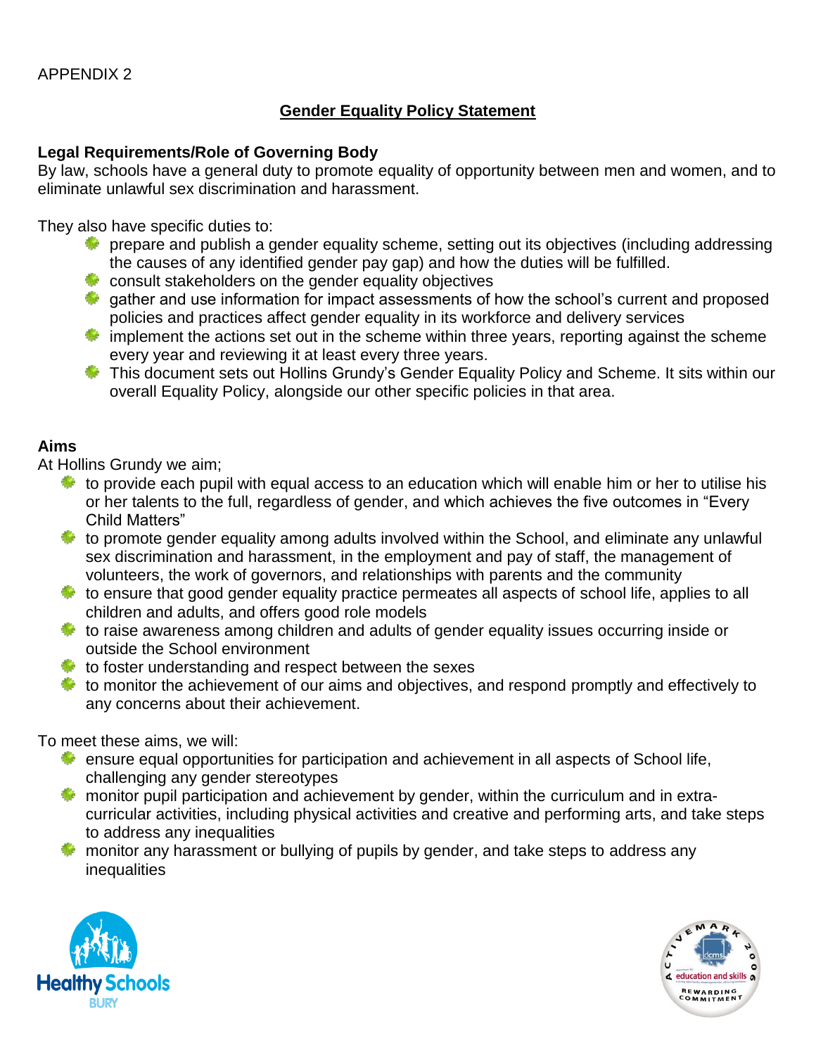APPENDIX 2

# Gender Equality Policy Statement

**Legal Requirements/Role of Governing Body**

By law, schools have a general duty to promote equality of opportunity between men and women, and to eliminate unlawful sex discrimination and harassment.

They also have specific duties to:

- prepare and publish a gender equality scheme, setting out its objectives (including addressing the causes of any identified gender pay gap) and how the duties will be fulfilled.
- consult stakeholders on the gender equality objectives
- gather and use information for impact assessments of how the school's current and proposed policies and practices affect gender equality in its workforce and delivery services
- implement the actions set out in the scheme within three years, reporting against the scheme every year and reviewing it at least every three years.
- This document sets out Hollins Grundy's Gender Equality Policy and Scheme. It sits within our overall Equality Policy, alongside our other specific policies in that area.

**Aims**

At Hollins Grundy we aim;

- to provide each pupil with equal access to an education which will enable him or her to utilise his or her talents to the full, regardless of gender, and which achieves the five outcomes in "Every Child Matters"
- to promote gender equality among adults involved within the School, and eliminate any unlawful sex discrimination and harassment, in the employment and pay of staff, the management of volunteers, the work of governors, and relationships with parents and the community
- to ensure that good gender equality practice permeates all aspects of school life, applies to all children and adults, and offers good role models
- to raise awareness among children and adults of gender equality issues occurring inside or outside the School environment
- to foster understanding and respect between the sexes
- to monitor the achievement of our aims and objectives, and respond promptly and effectively to any concerns about their achievement.

To meet these aims, we will:

- ensure equal opportunities for participation and achievement in all aspects of School life, challenging any gender stereotypes
- monitor pupil participation and achievement by gender, within the curriculum and in extra-curricular activities, including physical activities and creative and performing arts, and take steps to address any inequalities
- monitor any harassment or bullying of pupils by gender, and take steps to address any inequalities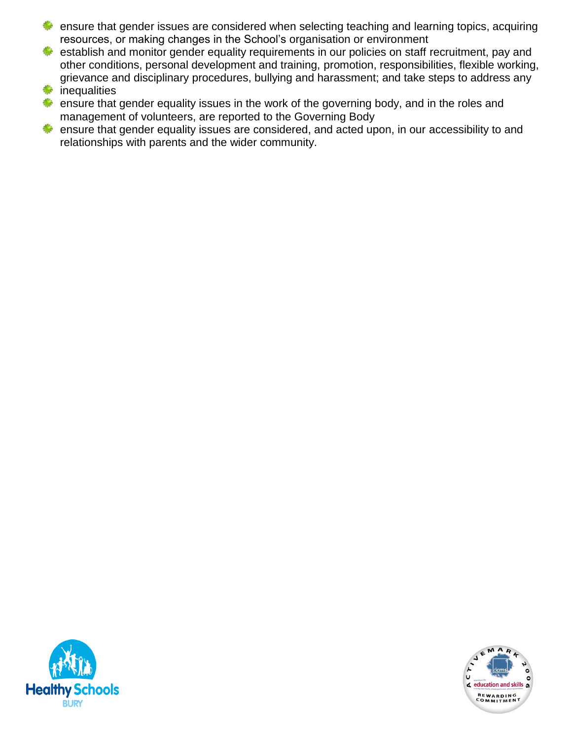- ensure that gender issues are considered when selecting teaching and learning topics, acquiring resources, or making changes in the School's organisation or environment
- establish and monitor gender equality requirements in our policies on staff recruitment, pay and other conditions, personal development and training, promotion, responsibilities, flexible working, grievance and disciplinary procedures, bullying and harassment; and take steps to address any
- inequalities
- ensure that gender equality issues in the work of the governing body, and in the roles and management of volunteers, are reported to the Governing Body
- ensure that gender equality issues are considered, and acted upon, in our accessibility to and relationships with parents and the wider community.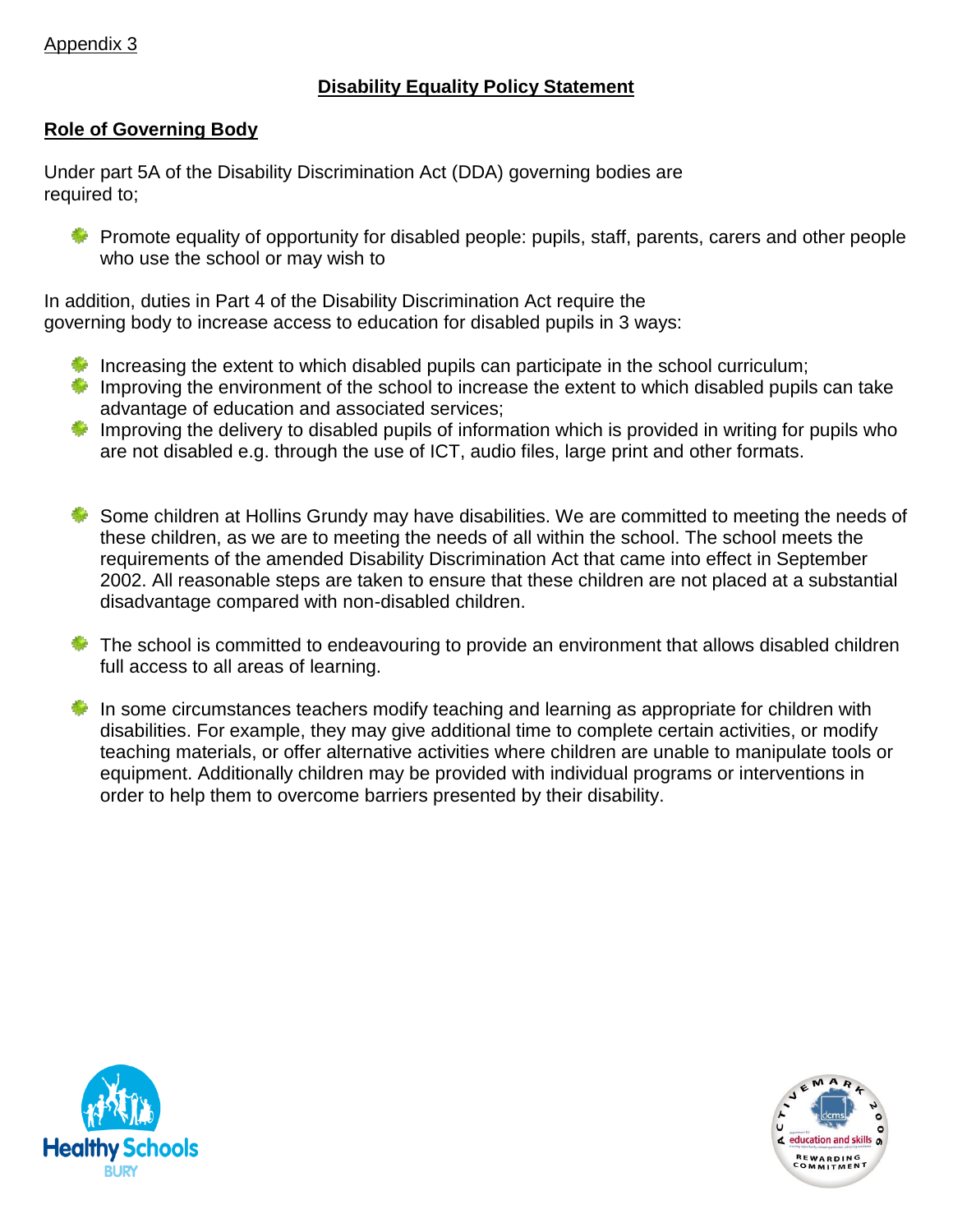Appendix 3

## Disability Equality Policy Statement

### Role of Governing Body

Under part 5A of the Disability Discrimination Act (DDA) governing bodies are required to;

- Promote equality of opportunity for disabled people: pupils, staff, parents, carers and other people who use the school or may wish to

In addition, duties in Part 4 of the Disability Discrimination Act require the governing body to increase access to education for disabled pupils in 3 ways:

- Increasing the extent to which disabled pupils can participate in the school curriculum;
- Improving the environment of the school to increase the extent to which disabled pupils can take advantage of education and associated services;
- Improving the delivery to disabled pupils of information which is provided in writing for pupils who are not disabled e.g. through the use of ICT, audio files, large print and other formats.

- Some children at Hollins Grundy may have disabilities. We are committed to meeting the needs of these children, as we are to meeting the needs of all within the school. The school meets the requirements of the amended Disability Discrimination Act that came into effect in September 2002. All reasonable steps are taken to ensure that these children are not placed at a substantial disadvantage compared with non-disabled children.

- The school is committed to endeavouring to provide an environment that allows disabled children full access to all areas of learning.

- In some circumstances teachers modify teaching and learning as appropriate for children with disabilities. For example, they may give additional time to complete certain activities, or modify teaching materials, or offer alternative activities where children are unable to manipulate tools or equipment. Additionally children may be provided with individual programs or interventions in order to help them to overcome barriers presented by their disability.

Healthy Schools BURY

ACTIVEMARK 2006 education and skills REWARDING COMMITMENT